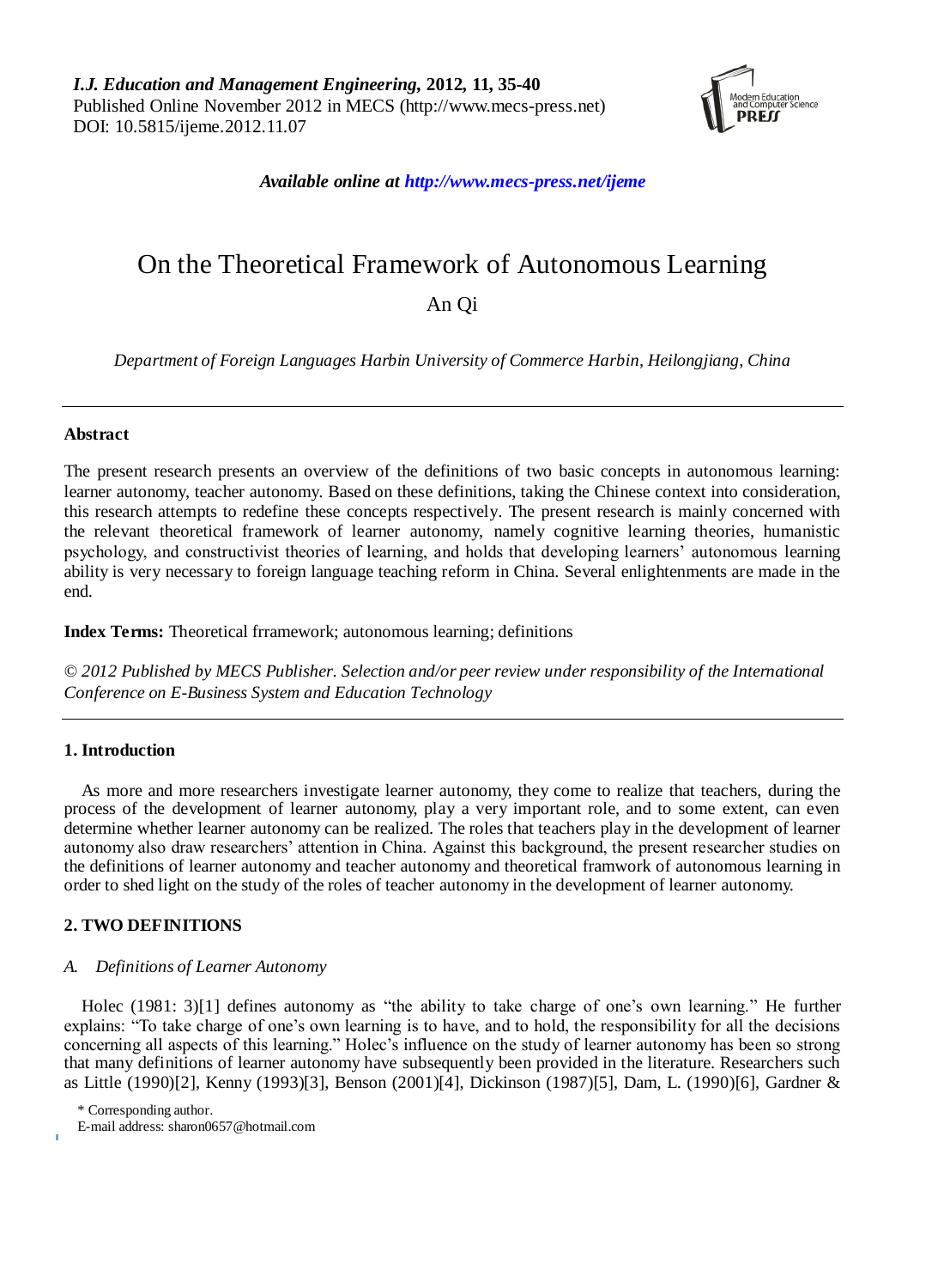# On the Theoretical Framework of Autonomous Learning

An Qi

*Department of Foreign Languages Harbin University of Commerce Harbin, Heilongjiang, China*

---

**Abstract**

The present research presents an overview of the definitions of two basic concepts in autonomous learning: learner autonomy, teacher autonomy. Based on these definitions, taking the Chinese context into consideration, this research attempts to redefine these concepts respectively. The present research is mainly concerned with the relevant theoretical framework of learner autonomy, namely cognitive learning theories, humanistic psychology, and constructivist theories of learning, and holds that developing learners' autonomous learning ability is very necessary to foreign language teaching reform in China. Several enlightenments are made in the end.

**Index Terms:** Theoretical frramework; autonomous learning; definitions

*© 2012 Published by MECS Publisher. Selection and/or peer review under responsibility of the International Conference on E-Business System and Education Technology*

---

## 1. Introduction

As more and more researchers investigate learner autonomy, they come to realize that teachers, during the process of the development of learner autonomy, play a very important role, and to some extent, can even determine whether learner autonomy can be realized. The roles that teachers play in the development of learner autonomy also draw researchers' attention in China. Against this background, the present researcher studies on the definitions of learner autonomy and teacher autonomy and theoretical framwork of autonomous learning in order to shed light on the study of the roles of teacher autonomy in the development of learner autonomy.

## 2. TWO DEFINITIONS

### *A. Definitions of Learner Autonomy*

Holec (1981: 3)[1] defines autonomy as "the ability to take charge of one's own learning." He further explains: "To take charge of one's own learning is to have, and to hold, the responsibility for all the decisions concerning all aspects of this learning." Holec's influence on the study of learner autonomy has been so strong that many definitions of learner autonomy have subsequently been provided in the literature. Researchers such as Little (1990)[2], Kenny (1993)[3], Benson (2001)[4], Dickinson (1987)[5], Dam, L. (1990)[6], Gardner &

\* Corresponding author.

E-mail address: sharon0657@hotmail.com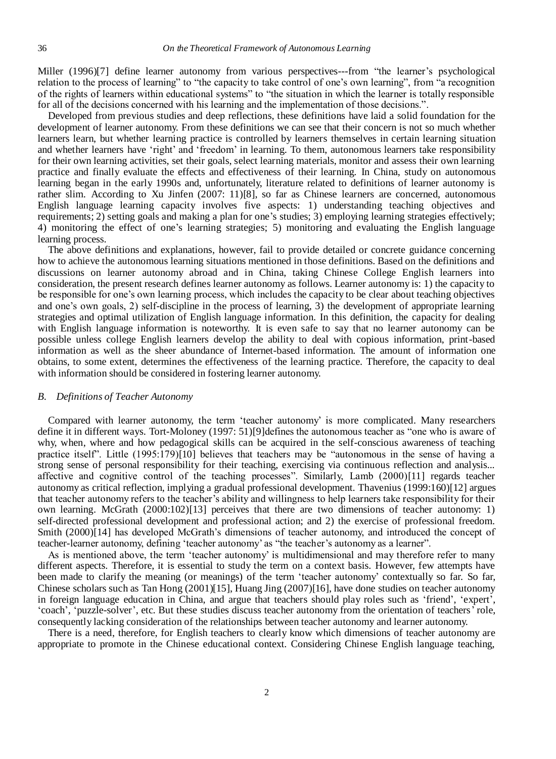Miller (1996)[7] define learner autonomy from various perspectives---from "the learner's psychological relation to the process of learning" to "the capacity to take control of one's own learning", from "a recognition of the rights of learners within educational systems" to "the situation in which the learner is totally responsible for all of the decisions concerned with his learning and the implementation of those decisions.".

Developed from previous studies and deep reflections, these definitions have laid a solid foundation for the development of learner autonomy. From these definitions we can see that their concern is not so much whether learners learn, but whether learning practice is controlled by learners themselves in certain learning situation and whether learners have 'right' and 'freedom' in learning. To them, autonomous learners take responsibility for their own learning activities, set their goals, select learning materials, monitor and assess their own learning practice and finally evaluate the effects and effectiveness of their learning. In China, study on autonomous learning began in the early 1990s and, unfortunately, literature related to definitions of learner autonomy is rather slim. According to Xu Jinfen (2007: 11)[8], so far as Chinese learners are concerned, autonomous English language learning capacity involves five aspects: 1) understanding teaching objectives and requirements; 2) setting goals and making a plan for one's studies; 3) employing learning strategies effectively; 4) monitoring the effect of one's learning strategies; 5) monitoring and evaluating the English language learning process.

The above definitions and explanations, however, fail to provide detailed or concrete guidance concerning how to achieve the autonomous learning situations mentioned in those definitions. Based on the definitions and discussions on learner autonomy abroad and in China, taking Chinese College English learners into consideration, the present research defines learner autonomy as follows. Learner autonomy is: 1) the capacity to be responsible for one's own learning process, which includes the capacity to be clear about teaching objectives and one's own goals, 2) self-discipline in the process of learning, 3) the development of appropriate learning strategies and optimal utilization of English language information. In this definition, the capacity for dealing with English language information is noteworthy. It is even safe to say that no learner autonomy can be possible unless college English learners develop the ability to deal with copious information, print-based information as well as the sheer abundance of Internet-based information. The amount of information one obtains, to some extent, determines the effectiveness of the learning practice. Therefore, the capacity to deal with information should be considered in fostering learner autonomy.

### *B. Definitions of Teacher Autonomy*

Compared with learner autonomy, the term 'teacher autonomy' is more complicated. Many researchers define it in different ways. Tort-Moloney (1997: 51)[9]defines the autonomous teacher as "one who is aware of why, when, where and how pedagogical skills can be acquired in the self-conscious awareness of teaching practice itself". Little (1995:179)[10] believes that teachers may be "autonomous in the sense of having a strong sense of personal responsibility for their teaching, exercising via continuous reflection and analysis... affective and cognitive control of the teaching processes". Similarly, Lamb (2000)[11] regards teacher autonomy as critical reflection, implying a gradual professional development. Thavenius (1999:160)[12] argues that teacher autonomy refers to the teacher's ability and willingness to help learners take responsibility for their own learning. McGrath (2000:102)[13] perceives that there are two dimensions of teacher autonomy: 1) self-directed professional development and professional action; and 2) the exercise of professional freedom. Smith (2000)[14] has developed McGrath's dimensions of teacher autonomy, and introduced the concept of teacher-learner autonomy, defining 'teacher autonomy' as "the teacher's autonomy as a learner".

As is mentioned above, the term 'teacher autonomy' is multidimensional and may therefore refer to many different aspects. Therefore, it is essential to study the term on a context basis. However, few attempts have been made to clarify the meaning (or meanings) of the term 'teacher autonomy' contextually so far. So far, Chinese scholars such as Tan Hong (2001)[15], Huang Jing (2007)[16], have done studies on teacher autonomy in foreign language education in China, and argue that teachers should play roles such as 'friend', 'expert', 'coach', 'puzzle-solver', etc. But these studies discuss teacher autonomy from the orientation of teachers' role, consequently lacking consideration of the relationships between teacher autonomy and learner autonomy.

There is a need, therefore, for English teachers to clearly know which dimensions of teacher autonomy are appropriate to promote in the Chinese educational context. Considering Chinese English language teaching,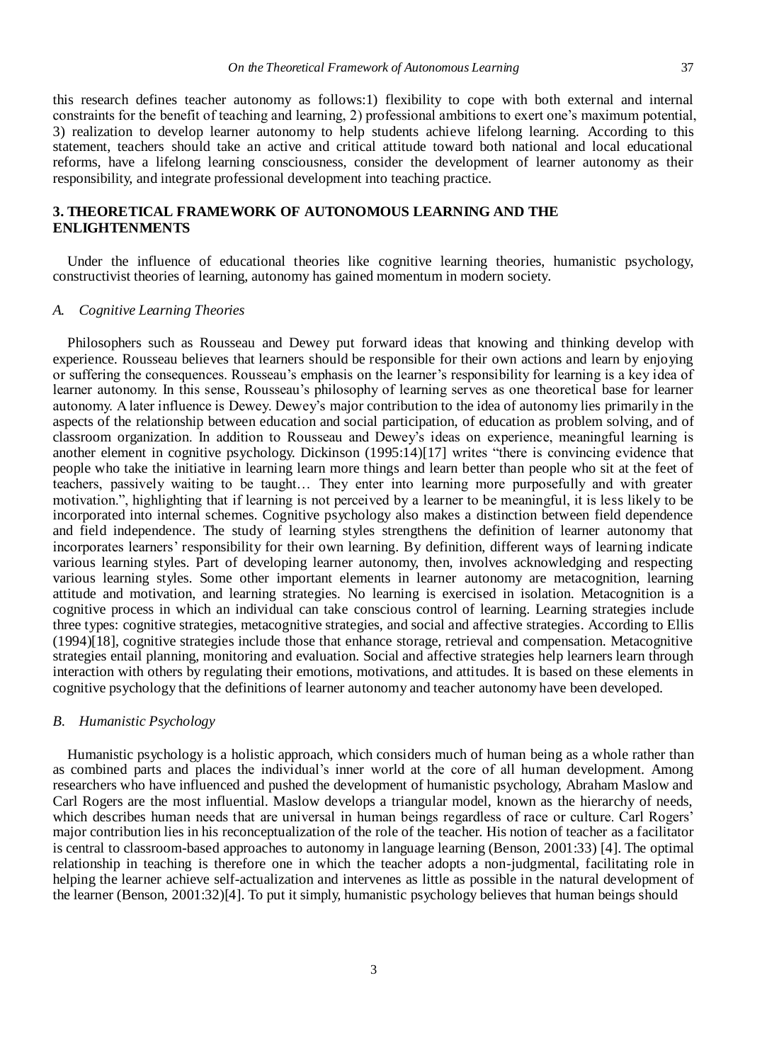this research defines teacher autonomy as follows:1) flexibility to cope with both external and internal constraints for the benefit of teaching and learning, 2) professional ambitions to exert one's maximum potential, 3) realization to develop learner autonomy to help students achieve lifelong learning. According to this statement, teachers should take an active and critical attitude toward both national and local educational reforms, have a lifelong learning consciousness, consider the development of learner autonomy as their responsibility, and integrate professional development into teaching practice.

## 3. THEORETICAL FRAMEWORK OF AUTONOMOUS LEARNING AND THE ENLIGHTENMENTS

Under the influence of educational theories like cognitive learning theories, humanistic psychology, constructivist theories of learning, autonomy has gained momentum in modern society.

### *A. Cognitive Learning Theories*

Philosophers such as Rousseau and Dewey put forward ideas that knowing and thinking develop with experience. Rousseau believes that learners should be responsible for their own actions and learn by enjoying or suffering the consequences. Rousseau's emphasis on the learner's responsibility for learning is a key idea of learner autonomy. In this sense, Rousseau's philosophy of learning serves as one theoretical base for learner autonomy. A later influence is Dewey. Dewey's major contribution to the idea of autonomy lies primarily in the aspects of the relationship between education and social participation, of education as problem solving, and of classroom organization. In addition to Rousseau and Dewey's ideas on experience, meaningful learning is another element in cognitive psychology. Dickinson (1995:14)[17] writes "there is convincing evidence that people who take the initiative in learning learn more things and learn better than people who sit at the feet of teachers, passively waiting to be taught… They enter into learning more purposefully and with greater motivation.", highlighting that if learning is not perceived by a learner to be meaningful, it is less likely to be incorporated into internal schemes. Cognitive psychology also makes a distinction between field dependence and field independence. The study of learning styles strengthens the definition of learner autonomy that incorporates learners' responsibility for their own learning. By definition, different ways of learning indicate various learning styles. Part of developing learner autonomy, then, involves acknowledging and respecting various learning styles. Some other important elements in learner autonomy are metacognition, learning attitude and motivation, and learning strategies. No learning is exercised in isolation. Metacognition is a cognitive process in which an individual can take conscious control of learning. Learning strategies include three types: cognitive strategies, metacognitive strategies, and social and affective strategies. According to Ellis (1994)[18], cognitive strategies include those that enhance storage, retrieval and compensation. Metacognitive strategies entail planning, monitoring and evaluation. Social and affective strategies help learners learn through interaction with others by regulating their emotions, motivations, and attitudes. It is based on these elements in cognitive psychology that the definitions of learner autonomy and teacher autonomy have been developed.

### *B. Humanistic Psychology*

Humanistic psychology is a holistic approach, which considers much of human being as a whole rather than as combined parts and places the individual's inner world at the core of all human development. Among researchers who have influenced and pushed the development of humanistic psychology, Abraham Maslow and Carl Rogers are the most influential. Maslow develops a triangular model, known as the hierarchy of needs, which describes human needs that are universal in human beings regardless of race or culture. Carl Rogers' major contribution lies in his reconceptualization of the role of the teacher. His notion of teacher as a facilitator is central to classroom-based approaches to autonomy in language learning (Benson, 2001:33) [4]. The optimal relationship in teaching is therefore one in which the teacher adopts a non-judgmental, facilitating role in helping the learner achieve self-actualization and intervenes as little as possible in the natural development of the learner (Benson, 2001:32)[4]. To put it simply, humanistic psychology believes that human beings should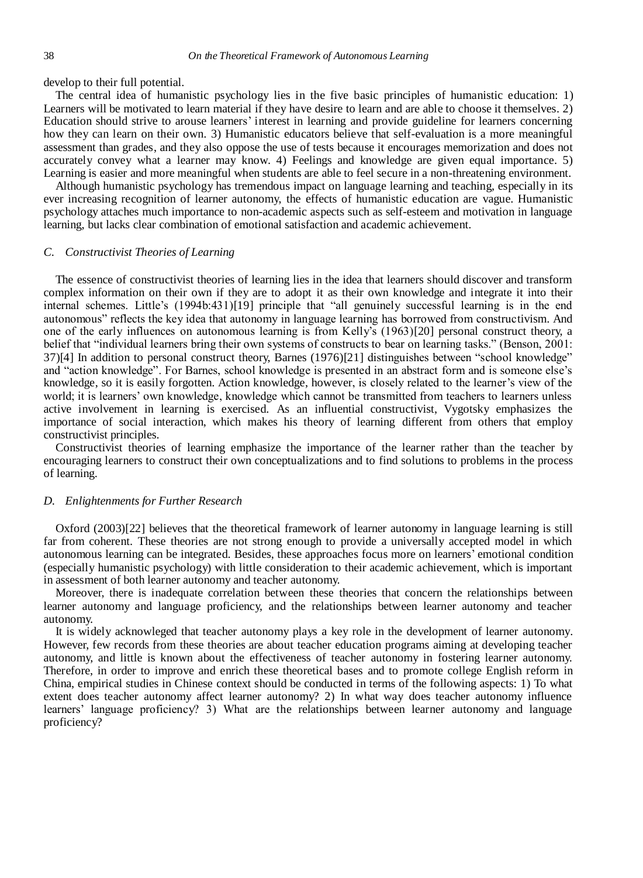develop to their full potential.

The central idea of humanistic psychology lies in the five basic principles of humanistic education: 1) Learners will be motivated to learn material if they have desire to learn and are able to choose it themselves. 2) Education should strive to arouse learners' interest in learning and provide guideline for learners concerning how they can learn on their own. 3) Humanistic educators believe that self-evaluation is a more meaningful assessment than grades, and they also oppose the use of tests because it encourages memorization and does not accurately convey what a learner may know. 4) Feelings and knowledge are given equal importance. 5) Learning is easier and more meaningful when students are able to feel secure in a non-threatening environment.

Although humanistic psychology has tremendous impact on language learning and teaching, especially in its ever increasing recognition of learner autonomy, the effects of humanistic education are vague. Humanistic psychology attaches much importance to non-academic aspects such as self-esteem and motivation in language learning, but lacks clear combination of emotional satisfaction and academic achievement.

### *C. Constructivist Theories of Learning*

The essence of constructivist theories of learning lies in the idea that learners should discover and transform complex information on their own if they are to adopt it as their own knowledge and integrate it into their internal schemes. Little's (1994b:431)[19] principle that "all genuinely successful learning is in the end autonomous" reflects the key idea that autonomy in language learning has borrowed from constructivism. And one of the early influences on autonomous learning is from Kelly's (1963)[20] personal construct theory, a belief that "individual learners bring their own systems of constructs to bear on learning tasks." (Benson, 2001: 37)[4] In addition to personal construct theory, Barnes (1976)[21] distinguishes between "school knowledge" and "action knowledge". For Barnes, school knowledge is presented in an abstract form and is someone else's knowledge, so it is easily forgotten. Action knowledge, however, is closely related to the learner's view of the world; it is learners' own knowledge, knowledge which cannot be transmitted from teachers to learners unless active involvement in learning is exercised. As an influential constructivist, Vygotsky emphasizes the importance of social interaction, which makes his theory of learning different from others that employ constructivist principles.

Constructivist theories of learning emphasize the importance of the learner rather than the teacher by encouraging learners to construct their own conceptualizations and to find solutions to problems in the process of learning.

### *D. Enlightenments for Further Research*

Oxford (2003)[22] believes that the theoretical framework of learner autonomy in language learning is still far from coherent. These theories are not strong enough to provide a universally accepted model in which autonomous learning can be integrated. Besides, these approaches focus more on learners' emotional condition (especially humanistic psychology) with little consideration to their academic achievement, which is important in assessment of both learner autonomy and teacher autonomy.

Moreover, there is inadequate correlation between these theories that concern the relationships between learner autonomy and language proficiency, and the relationships between learner autonomy and teacher autonomy.

It is widely acknowleged that teacher autonomy plays a key role in the development of learner autonomy. However, few records from these theories are about teacher education programs aiming at developing teacher autonomy, and little is known about the effectiveness of teacher autonomy in fostering learner autonomy. Therefore, in order to improve and enrich these theoretical bases and to promote college English reform in China, empirical studies in Chinese context should be conducted in terms of the following aspects: 1) To what extent does teacher autonomy affect learner autonomy? 2) In what way does teacher autonomy influence learners' language proficiency? 3) What are the relationships between learner autonomy and language proficiency?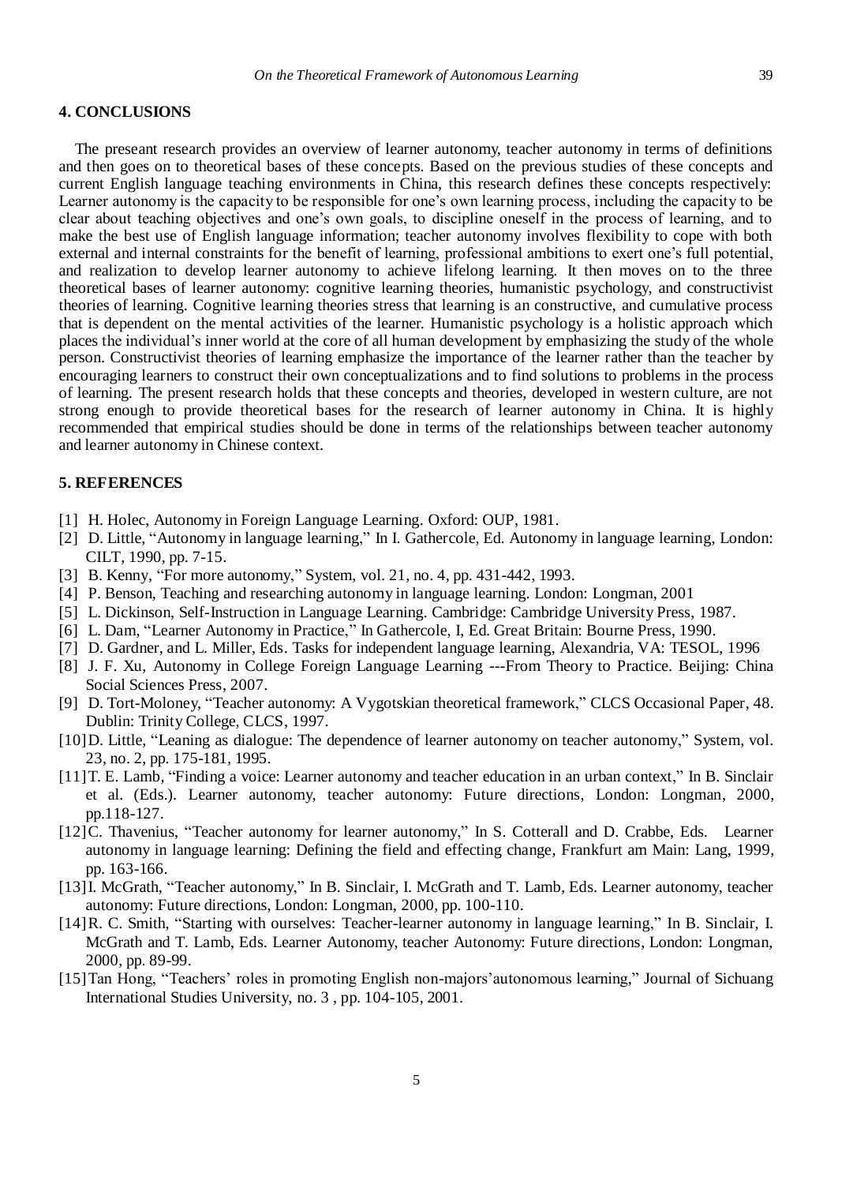## 4. CONCLUSIONS

The preseant research provides an overview of learner autonomy, teacher autonomy in terms of definitions and then goes on to theoretical bases of these concepts. Based on the previous studies of these concepts and current English language teaching environments in China, this research defines these concepts respectively: Learner autonomy is the capacity to be responsible for one's own learning process, including the capacity to be clear about teaching objectives and one's own goals, to discipline oneself in the process of learning, and to make the best use of English language information; teacher autonomy involves flexibility to cope with both external and internal constraints for the benefit of learning, professional ambitions to exert one's full potential, and realization to develop learner autonomy to achieve lifelong learning. It then moves on to the three theoretical bases of learner autonomy: cognitive learning theories, humanistic psychology, and constructivist theories of learning. Cognitive learning theories stress that learning is an constructive, and cumulative process that is dependent on the mental activities of the learner. Humanistic psychology is a holistic approach which places the individual's inner world at the core of all human development by emphasizing the study of the whole person. Constructivist theories of learning emphasize the importance of the learner rather than the teacher by encouraging learners to construct their own conceptualizations and to find solutions to problems in the process of learning. The present research holds that these concepts and theories, developed in western culture, are not strong enough to provide theoretical bases for the research of learner autonomy in China. It is highly recommended that empirical studies should be done in terms of the relationships between teacher autonomy and learner autonomy in Chinese context.

## 5. REFERENCES

[1] H. Holec, Autonomy in Foreign Language Learning. Oxford: OUP, 1981.

[2] D. Little, "Autonomy in language learning," In I. Gathercole, Ed. Autonomy in language learning, London: CILT, 1990, pp. 7-15.

[3] B. Kenny, "For more autonomy," System, vol. 21, no. 4, pp. 431-442, 1993.

[4] P. Benson, Teaching and researching autonomy in language learning. London: Longman, 2001

[5] L. Dickinson, Self-Instruction in Language Learning. Cambridge: Cambridge University Press, 1987.

[6] L. Dam, "Learner Autonomy in Practice," In Gathercole, I, Ed. Great Britain: Bourne Press, 1990.

[7] D. Gardner, and L. Miller, Eds. Tasks for independent language learning, Alexandria, VA: TESOL, 1996

[8] J. F. Xu, Autonomy in College Foreign Language Learning ---From Theory to Practice. Beijing: China Social Sciences Press, 2007.

[9] D. Tort-Moloney, "Teacher autonomy: A Vygotskian theoretical framework," CLCS Occasional Paper, 48. Dublin: Trinity College, CLCS, 1997.

[10] D. Little, "Leaning as dialogue: The dependence of learner autonomy on teacher autonomy," System, vol. 23, no. 2, pp. 175-181, 1995.

[11] T. E. Lamb, "Finding a voice: Learner autonomy and teacher education in an urban context," In B. Sinclair et al. (Eds.). Learner autonomy, teacher autonomy: Future directions, London: Longman, 2000, pp.118-127.

[12] C. Thavenius, "Teacher autonomy for learner autonomy," In S. Cotterall and D. Crabbe, Eds. Learner autonomy in language learning: Defining the field and effecting change, Frankfurt am Main: Lang, 1999, pp. 163-166.

[13] I. McGrath, "Teacher autonomy," In B. Sinclair, I. McGrath and T. Lamb, Eds. Learner autonomy, teacher autonomy: Future directions, London: Longman, 2000, pp. 100-110.

[14] R. C. Smith, "Starting with ourselves: Teacher-learner autonomy in language learning," In B. Sinclair, I. McGrath and T. Lamb, Eds. Learner Autonomy, teacher Autonomy: Future directions, London: Longman, 2000, pp. 89-99.

[15] Tan Hong, "Teachers' roles in promoting English non-majors'autonomous learning," Journal of Sichuang International Studies University, no. 3 , pp. 104-105, 2001.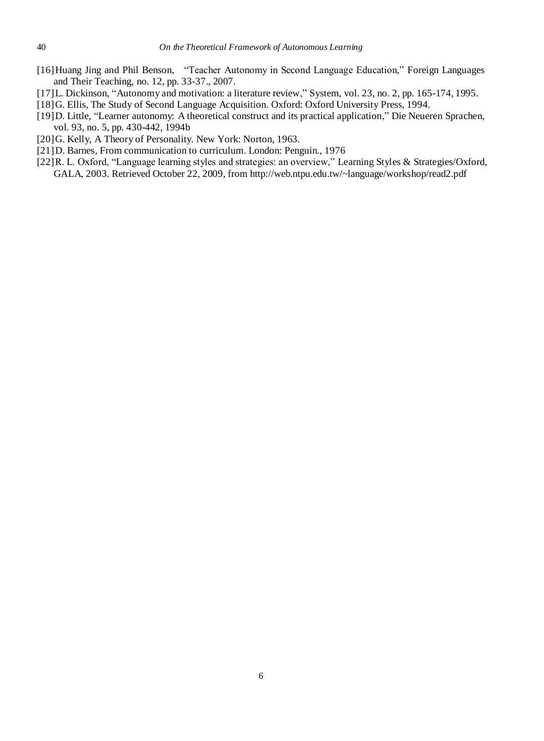[16] Huang Jing and Phil Benson, "Teacher Autonomy in Second Language Education," Foreign Languages and Their Teaching, no. 12, pp. 33-37., 2007.

[17] L. Dickinson, "Autonomy and motivation: a literature review," System, vol. 23, no. 2, pp. 165-174, 1995.

[18] G. Ellis, The Study of Second Language Acquisition. Oxford: Oxford University Press, 1994.

[19] D. Little, "Learner autonomy: A theoretical construct and its practical application," Die Neueren Sprachen, vol. 93, no. 5, pp. 430-442, 1994b

[20] G. Kelly, A Theory of Personality. New York: Norton, 1963.

[21] D. Barnes, From communication to curriculum. London: Penguin., 1976

[22] R. L. Oxford, "Language learning styles and strategies: an overview," Learning Styles & Strategies/Oxford, GALA, 2003. Retrieved October 22, 2009, from http://web.ntpu.edu.tw/~language/workshop/read2.pdf